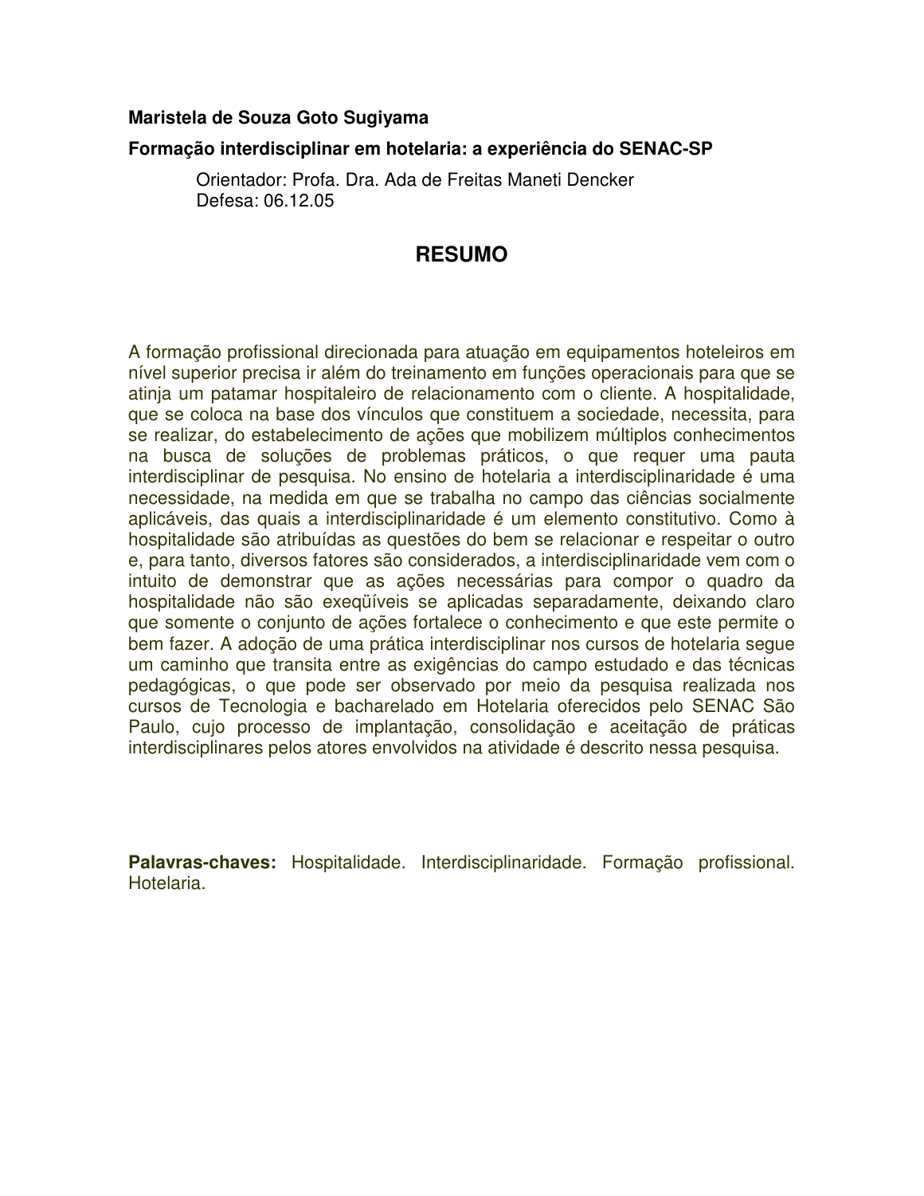**Maristela de Souza Goto Sugiyama**

**Formação interdisciplinar em hotelaria: a experiência do SENAC-SP**

Orientador: Profa. Dra. Ada de Freitas Maneti Dencker
Defesa: 06.12.05

## RESUMO

A formação profissional direcionada para atuação em equipamentos hoteleiros em nível superior precisa ir além do treinamento em funções operacionais para que se atinja um patamar hospitaleiro de relacionamento com o cliente. A hospitalidade, que se coloca na base dos vínculos que constituem a sociedade, necessita, para se realizar, do estabelecimento de ações que mobilizem múltiplos conhecimentos na busca de soluções de problemas práticos, o que requer uma pauta interdisciplinar de pesquisa. No ensino de hotelaria a interdisciplinaridade é uma necessidade, na medida em que se trabalha no campo das ciências socialmente aplicáveis, das quais a interdisciplinaridade é um elemento constitutivo. Como à hospitalidade são atribuídas as questões do bem se relacionar e respeitar o outro e, para tanto, diversos fatores são considerados, a interdisciplinaridade vem com o intuito de demonstrar que as ações necessárias para compor o quadro da hospitalidade não são exeqüíveis se aplicadas separadamente, deixando claro que somente o conjunto de ações fortalece o conhecimento e que este permite o bem fazer. A adoção de uma prática interdisciplinar nos cursos de hotelaria segue um caminho que transita entre as exigências do campo estudado e das técnicas pedagógicas, o que pode ser observado por meio da pesquisa realizada nos cursos de Tecnologia e bacharelado em Hotelaria oferecidos pelo SENAC São Paulo, cujo processo de implantação, consolidação e aceitação de práticas interdisciplinares pelos atores envolvidos na atividade é descrito nessa pesquisa.

**Palavras-chaves:** Hospitalidade. Interdisciplinaridade. Formação profissional. Hotelaria.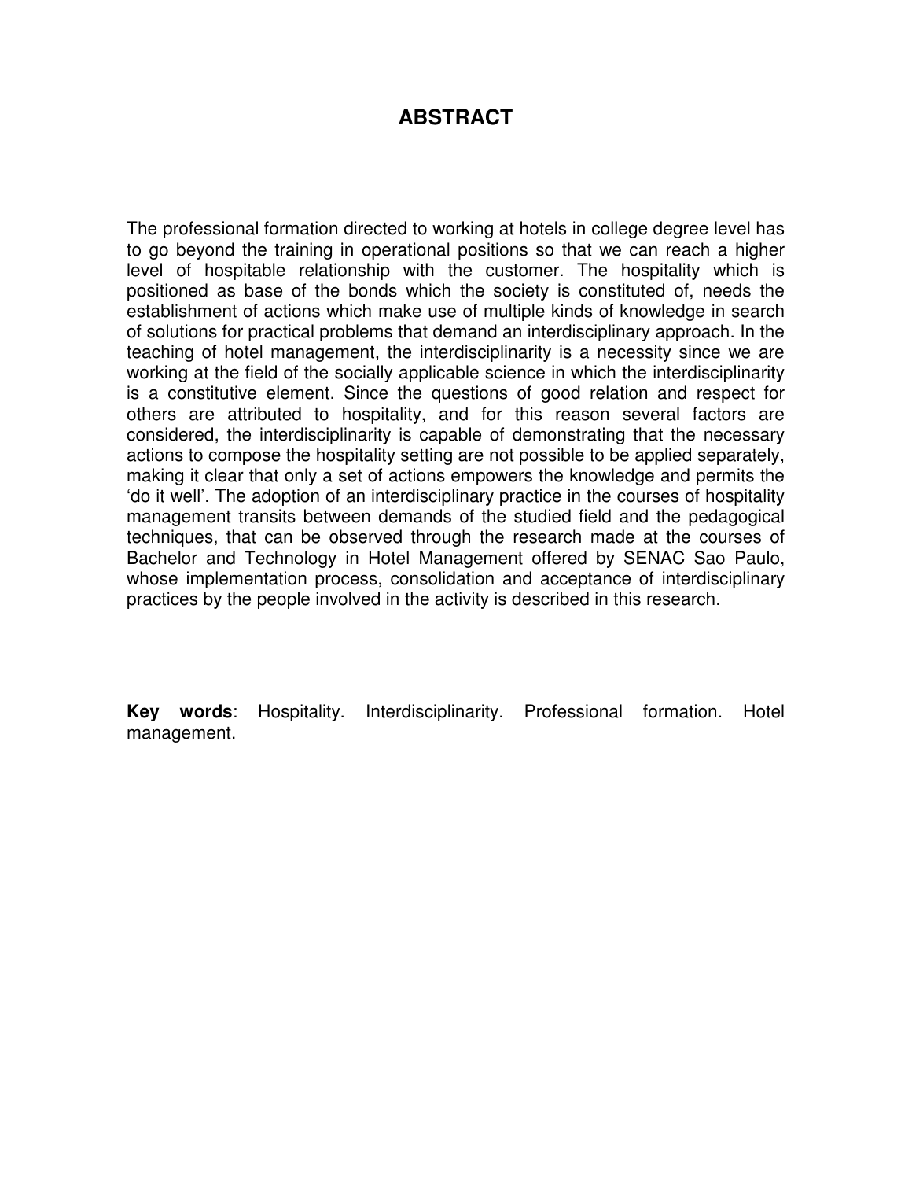# ABSTRACT

The professional formation directed to working at hotels in college degree level has to go beyond the training in operational positions so that we can reach a higher level of hospitable relationship with the customer. The hospitality which is positioned as base of the bonds which the society is constituted of, needs the establishment of actions which make use of multiple kinds of knowledge in search of solutions for practical problems that demand an interdisciplinary approach. In the teaching of hotel management, the interdisciplinarity is a necessity since we are working at the field of the socially applicable science in which the interdisciplinarity is a constitutive element. Since the questions of good relation and respect for others are attributed to hospitality, and for this reason several factors are considered, the interdisciplinarity is capable of demonstrating that the necessary actions to compose the hospitality setting are not possible to be applied separately, making it clear that only a set of actions empowers the knowledge and permits the 'do it well'. The adoption of an interdisciplinary practice in the courses of hospitality management transits between demands of the studied field and the pedagogical techniques, that can be observed through the research made at the courses of Bachelor and Technology in Hotel Management offered by SENAC Sao Paulo, whose implementation process, consolidation and acceptance of interdisciplinary practices by the people involved in the activity is described in this research.

**Key words**: Hospitality. Interdisciplinarity. Professional formation. Hotel management.